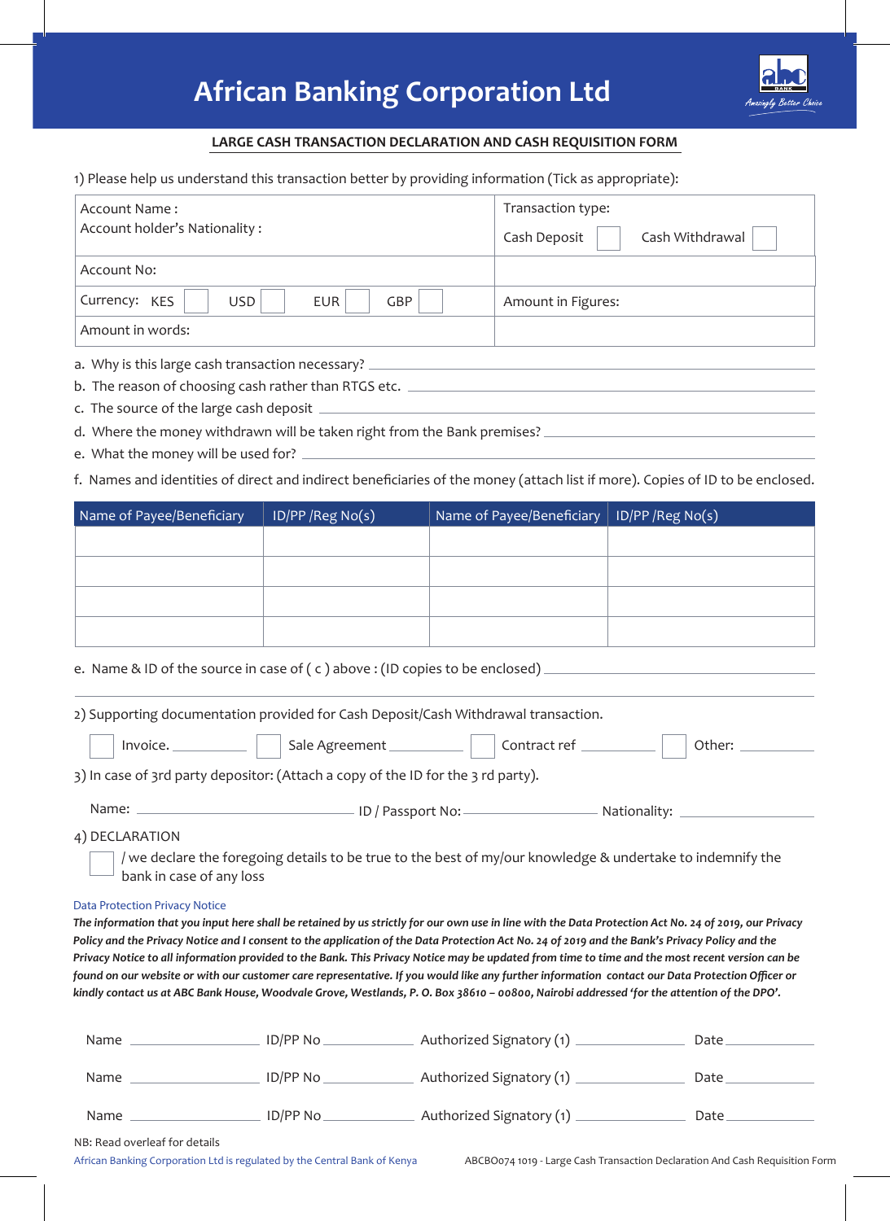# African Banking Corporation Ltd

Amazingly Better Choice

## LARGE CASH TRANSACTION DECLARATION AND CASH REQUISITION FORM

1) Please help us understand this transaction better by providing information (Tick as appropriate):

| Account Name :<br>Account holder's Nationality : | Transaction type:<br>Cash Deposit ☐ Cash Withdrawal ☐ |
|---|---|
| Account No: | |
| Currency: KES ☐ USD ☐ EUR ☐ GBP ☐ | Amount in Figures: |
| Amount in words: | |

a. Why is this large cash transaction necessary? ____________________

b. The reason of choosing cash rather than RTGS etc. ____________________

c. The source of the large cash deposit ____________________

d. Where the money withdrawn will be taken right from the Bank premises? ____________________

e. What the money will be used for? ____________________

f. Names and identities of direct and indirect beneficiaries of the money (attach list if more). Copies of ID to be enclosed.

| Name of Payee/Beneficiary | ID/PP /Reg No(s) | Name of Payee/Beneficiary | ID/PP /Reg No(s) |
|---|---|---|---|
| | | | |
| | | | |
| | | | |
| | | | |

e. Name & ID of the source in case of ( c ) above : (ID copies to be enclosed) ____________________

2) Supporting documentation provided for Cash Deposit/Cash Withdrawal transaction.

☐ Invoice. __________ ☐ Sale Agreement __________ ☐ Contract ref __________ ☐ Other: __________

3) In case of 3rd party depositor: (Attach a copy of the ID for the 3 rd party).

Name: ____________________ ID / Passport No: ____________________ Nationality: ____________________

4) DECLARATION

☐ / we declare the foregoing details to be true to the best of my/our knowledge & undertake to indemnify the bank in case of any loss

Data Protection Privacy Notice

***The information that you input here shall be retained by us strictly for our own use in line with the Data Protection Act No. 24 of 2019, our Privacy Policy and the Privacy Notice and I consent to the application of the Data Protection Act No. 24 of 2019 and the Bank's Privacy Policy and the Privacy Notice to all information provided to the Bank. This Privacy Notice may be updated from time to time and the most recent version can be found on our website or with our customer care representative. If you would like any further information contact our Data Protection Officer or kindly contact us at ABC Bank House, Woodvale Grove, Westlands, P. O. Box 38610 – 00800, Nairobi addressed 'for the attention of the DPO'.***

Name __________ ID/PP No __________ Authorized Signatory (1) __________ Date __________

Name __________ ID/PP No __________ Authorized Signatory (1) __________ Date __________

Name __________ ID/PP No __________ Authorized Signatory (1) __________ Date __________

NB: Read overleaf for details

African Banking Corporation Ltd is regulated by the Central Bank of Kenya

ABCBO074 1019 - Large Cash Transaction Declaration And Cash Requisition Form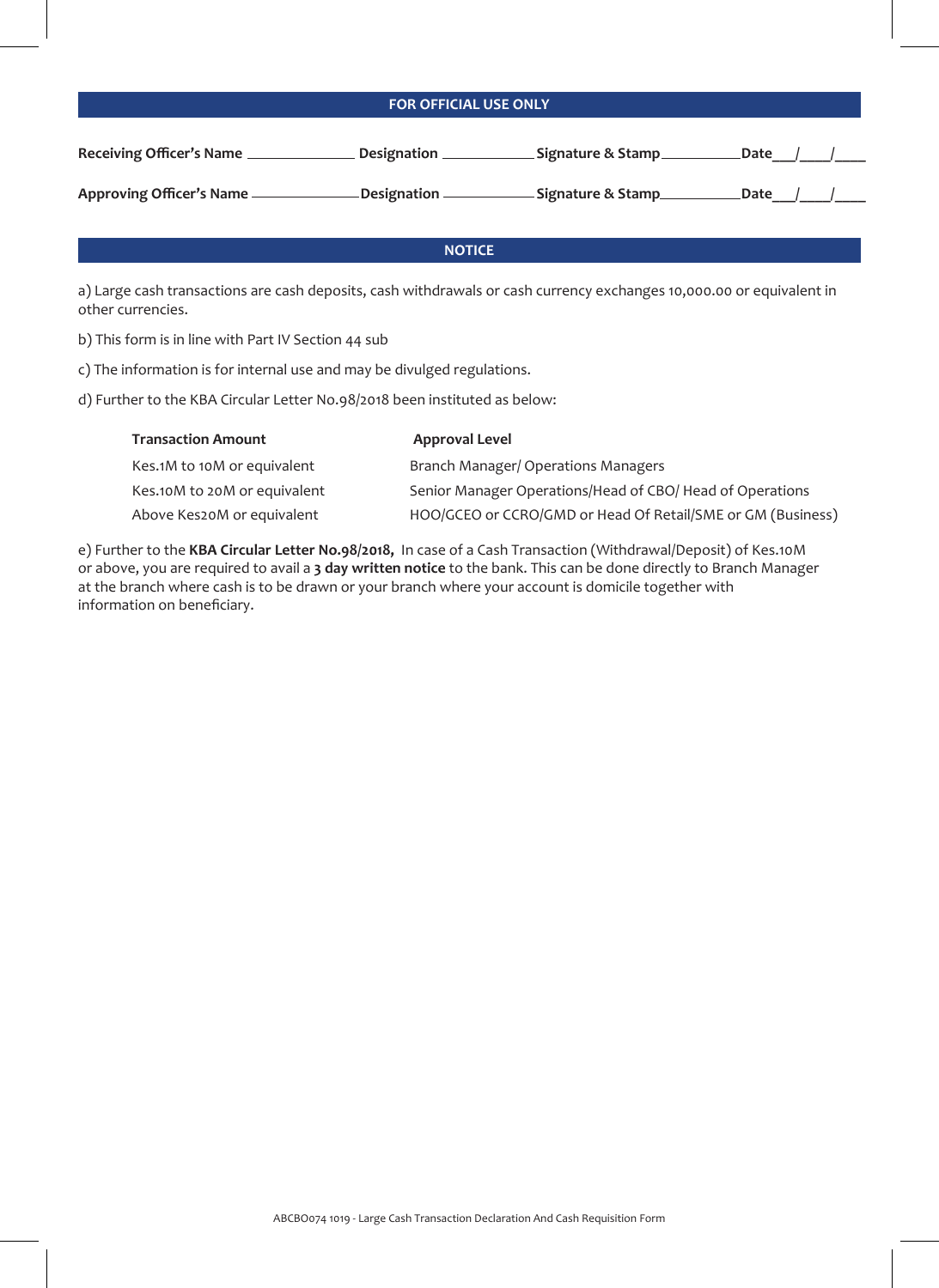## FOR OFFICIAL USE ONLY

**Receiving Officer's Name** ______________ **Designation** ____________ **Signature & Stamp** __________ **Date** ___/___/____

**Approving Officer's Name** ______________ **Designation** ____________ **Signature & Stamp** __________ **Date** ___/___/____

## NOTICE

a) Large cash transactions are cash deposits, cash withdrawals or cash currency exchanges 10,000.00 or equivalent in other currencies.

b) This form is in line with Part IV Section 44 sub

c) The information is for internal use and may be divulged regulations.

d) Further to the KBA Circular Letter No.98/2018 been instituted as below:

| Transaction Amount | Approval Level |
|---|---|
| Kes.1M to 10M or equivalent | Branch Manager/ Operations Managers |
| Kes.10M to 20M or equivalent | Senior Manager Operations/Head of CBO/ Head of Operations |
| Above Kes20M or equivalent | HOO/GCEO or CCRO/GMD or Head Of Retail/SME or GM (Business) |

e) Further to the **KBA Circular Letter No.98/2018,** In case of a Cash Transaction (Withdrawal/Deposit) of Kes.10M or above, you are required to avail a **3 day written notice** to the bank. This can be done directly to Branch Manager at the branch where cash is to be drawn or your branch where your account is domicile together with information on beneficiary.

ABCBO074 1019 - Large Cash Transaction Declaration And Cash Requisition Form